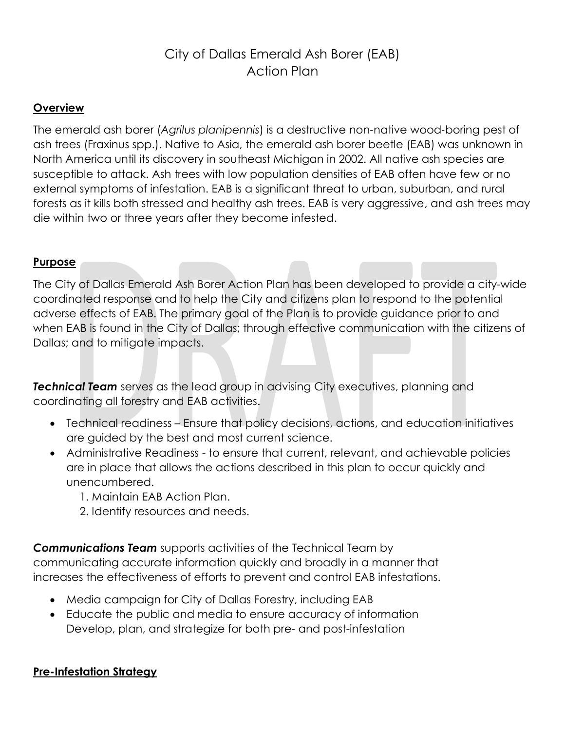# City of Dallas Emerald Ash Borer (EAB) Action Plan

## Overview

The emerald ash borer (*Agrilus planipennis*) is a destructive non-native wood-boring pest of ash trees (Fraxinus spp.). Native to Asia, the emerald ash borer beetle (EAB) was unknown in North America until its discovery in southeast Michigan in 2002. All native ash species are susceptible to attack. Ash trees with low population densities of EAB often have few or no external symptoms of infestation. EAB is a significant threat to urban, suburban, and rural forests as it kills both stressed and healthy ash trees. EAB is very aggressive, and ash trees may die within two or three years after they become infested.

## Purpose

The City of Dallas Emerald Ash Borer Action Plan has been developed to provide a city-wide coordinated response and to help the City and citizens plan to respond to the potential adverse effects of EAB. The primary goal of the Plan is to provide guidance prior to and when EAB is found in the City of Dallas; through effective communication with the citizens of Dallas; and to mitigate impacts.

***Technical Team*** serves as the lead group in advising City executives, planning and coordinating all forestry and EAB activities.

- Technical readiness – Ensure that policy decisions, actions, and education initiatives are guided by the best and most current science.
- Administrative Readiness - to ensure that current, relevant, and achievable policies are in place that allows the actions described in this plan to occur quickly and unencumbered.
    1. Maintain EAB Action Plan.
    2. Identify resources and needs.

***Communications Team*** supports activities of the Technical Team by communicating accurate information quickly and broadly in a manner that increases the effectiveness of efforts to prevent and control EAB infestations.

- Media campaign for City of Dallas Forestry, including EAB
- Educate the public and media to ensure accuracy of information Develop, plan, and strategize for both pre- and post-infestation

## Pre-Infestation Strategy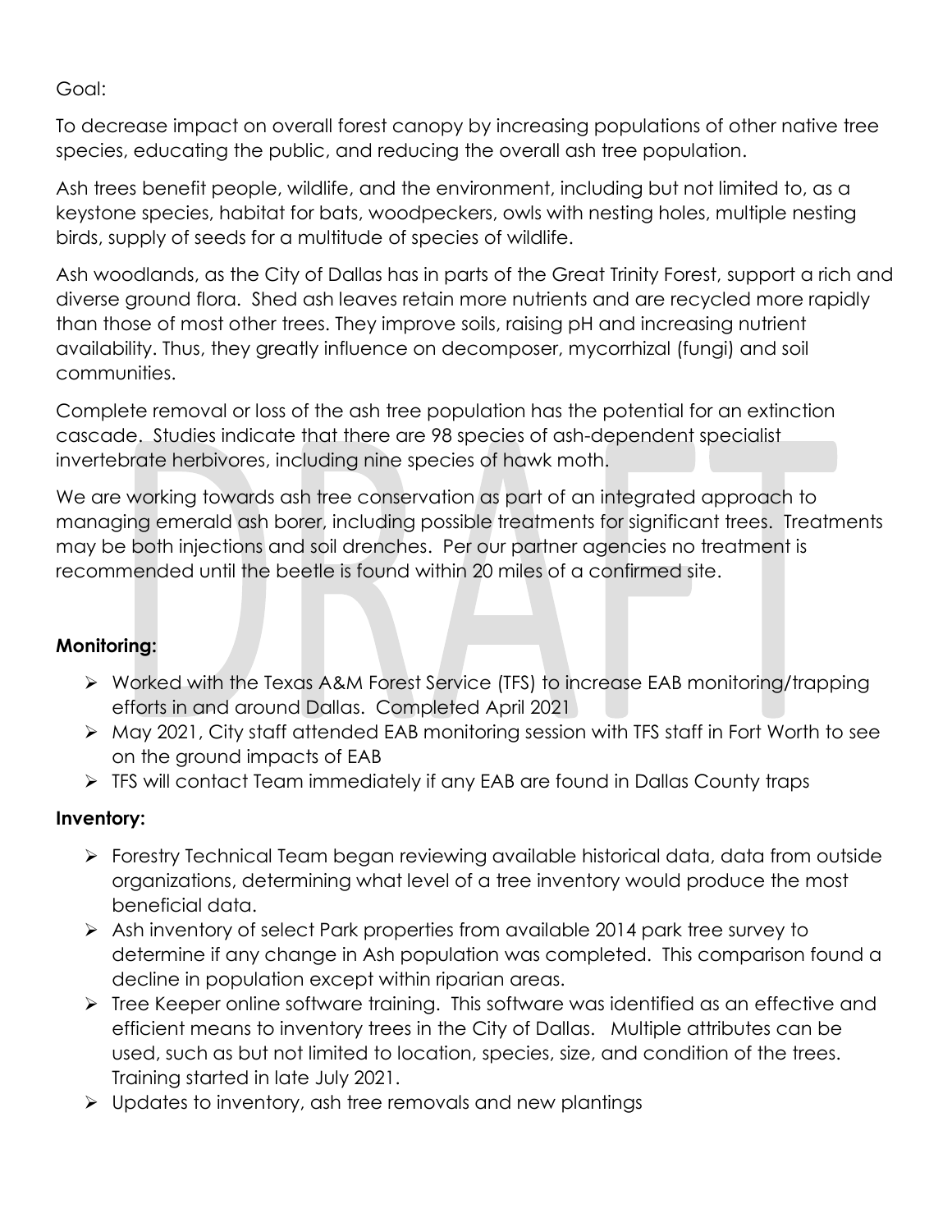Goal:

To decrease impact on overall forest canopy by increasing populations of other native tree species, educating the public, and reducing the overall ash tree population.

Ash trees benefit people, wildlife, and the environment, including but not limited to, as a keystone species, habitat for bats, woodpeckers, owls with nesting holes, multiple nesting birds, supply of seeds for a multitude of species of wildlife.

Ash woodlands, as the City of Dallas has in parts of the Great Trinity Forest, support a rich and diverse ground flora. Shed ash leaves retain more nutrients and are recycled more rapidly than those of most other trees. They improve soils, raising pH and increasing nutrient availability. Thus, they greatly influence on decomposer, mycorrhizal (fungi) and soil communities.

Complete removal or loss of the ash tree population has the potential for an extinction cascade. Studies indicate that there are 98 species of ash-dependent specialist invertebrate herbivores, including nine species of hawk moth.

We are working towards ash tree conservation as part of an integrated approach to managing emerald ash borer, including possible treatments for significant trees. Treatments may be both injections and soil drenches. Per our partner agencies no treatment is recommended until the beetle is found within 20 miles of a confirmed site.

**Monitoring:**

- Worked with the Texas A&M Forest Service (TFS) to increase EAB monitoring/trapping efforts in and around Dallas. Completed April 2021
- May 2021, City staff attended EAB monitoring session with TFS staff in Fort Worth to see on the ground impacts of EAB
- TFS will contact Team immediately if any EAB are found in Dallas County traps

**Inventory:**

- Forestry Technical Team began reviewing available historical data, data from outside organizations, determining what level of a tree inventory would produce the most beneficial data.
- Ash inventory of select Park properties from available 2014 park tree survey to determine if any change in Ash population was completed. This comparison found a decline in population except within riparian areas.
- Tree Keeper online software training. This software was identified as an effective and efficient means to inventory trees in the City of Dallas. Multiple attributes can be used, such as but not limited to location, species, size, and condition of the trees. Training started in late July 2021.
- Updates to inventory, ash tree removals and new plantings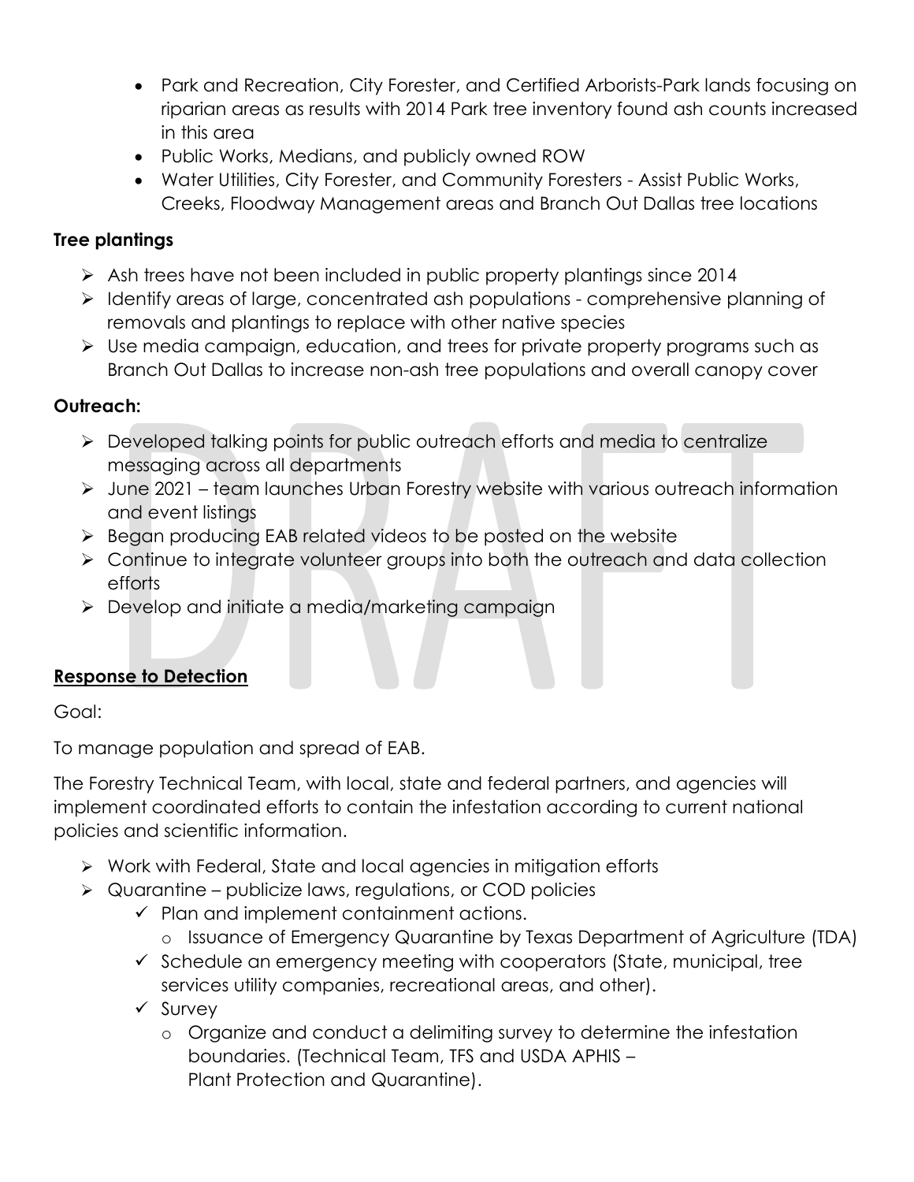- Park and Recreation, City Forester, and Certified Arborists-Park lands focusing on riparian areas as results with 2014 Park tree inventory found ash counts increased in this area
- Public Works, Medians, and publicly owned ROW
- Water Utilities, City Forester, and Community Foresters - Assist Public Works, Creeks, Floodway Management areas and Branch Out Dallas tree locations

**Tree plantings**

- Ash trees have not been included in public property plantings since 2014
- Identify areas of large, concentrated ash populations - comprehensive planning of removals and plantings to replace with other native species
- Use media campaign, education, and trees for private property programs such as Branch Out Dallas to increase non-ash tree populations and overall canopy cover

**Outreach:**

- Developed talking points for public outreach efforts and media to centralize messaging across all departments
- June 2021 – team launches Urban Forestry website with various outreach information and event listings
- Began producing EAB related videos to be posted on the website
- Continue to integrate volunteer groups into both the outreach and data collection efforts
- Develop and initiate a media/marketing campaign

**<u>Response to Detection</u>**

Goal:

To manage population and spread of EAB.

The Forestry Technical Team, with local, state and federal partners, and agencies will implement coordinated efforts to contain the infestation according to current national policies and scientific information.

- Work with Federal, State and local agencies in mitigation efforts
- Quarantine – publicize laws, regulations, or COD policies
  - ✓ Plan and implement containment actions.
    - Issuance of Emergency Quarantine by Texas Department of Agriculture (TDA)
  - ✓ Schedule an emergency meeting with cooperators (State, municipal, tree services utility companies, recreational areas, and other).
  - ✓ Survey
    - Organize and conduct a delimiting survey to determine the infestation boundaries. (Technical Team, TFS and USDA APHIS – Plant Protection and Quarantine).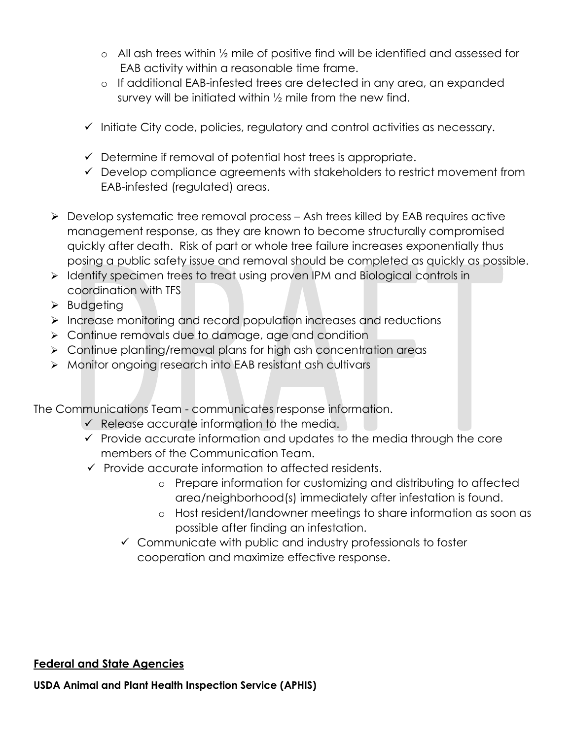- All ash trees within ½ mile of positive find will be identified and assessed for EAB activity within a reasonable time frame.
- If additional EAB-infested trees are detected in any area, an expanded survey will be initiated within ½ mile from the new find.

- ✓ Initiate City code, policies, regulatory and control activities as necessary.
- ✓ Determine if removal of potential host trees is appropriate.
- ✓ Develop compliance agreements with stakeholders to restrict movement from EAB-infested (regulated) areas.

- Develop systematic tree removal process – Ash trees killed by EAB requires active management response, as they are known to become structurally compromised quickly after death. Risk of part or whole tree failure increases exponentially thus posing a public safety issue and removal should be completed as quickly as possible.
- Identify specimen trees to treat using proven IPM and Biological controls in coordination with TFS
- Budgeting
- Increase monitoring and record population increases and reductions
- Continue removals due to damage, age and condition
- Continue planting/removal plans for high ash concentration areas
- Monitor ongoing research into EAB resistant ash cultivars

The Communications Team - communicates response information.

- ✓ Release accurate information to the media.
- ✓ Provide accurate information and updates to the media through the core members of the Communication Team.
- ✓ Provide accurate information to affected residents.
  - Prepare information for customizing and distributing to affected area/neighborhood(s) immediately after infestation is found.
  - Host resident/landowner meetings to share information as soon as possible after finding an infestation.
- ✓ Communicate with public and industry professionals to foster cooperation and maximize effective response.

## <u>Federal and State Agencies</u>

**USDA Animal and Plant Health Inspection Service (APHIS)**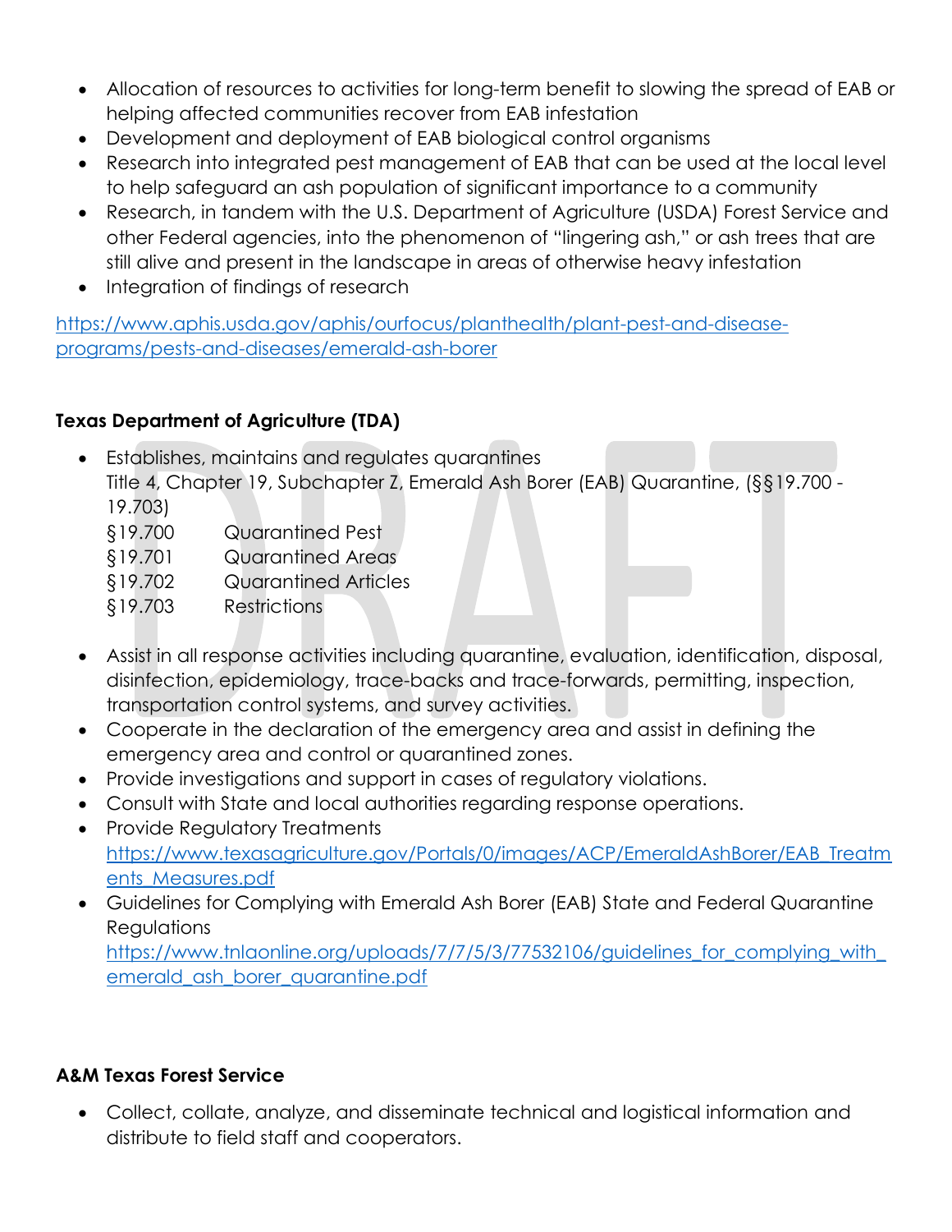- Allocation of resources to activities for long-term benefit to slowing the spread of EAB or helping affected communities recover from EAB infestation
- Development and deployment of EAB biological control organisms
- Research into integrated pest management of EAB that can be used at the local level to help safeguard an ash population of significant importance to a community
- Research, in tandem with the U.S. Department of Agriculture (USDA) Forest Service and other Federal agencies, into the phenomenon of "lingering ash," or ash trees that are still alive and present in the landscape in areas of otherwise heavy infestation
- Integration of findings of research

https://www.aphis.usda.gov/aphis/ourfocus/planthealth/plant-pest-and-disease-programs/pests-and-diseases/emerald-ash-borer

**Texas Department of Agriculture (TDA)**

- Establishes, maintains and regulates quarantines
  Title 4, Chapter 19, Subchapter Z, Emerald Ash Borer (EAB) Quarantine, (§§19.700 - 19.703)
  §19.700 Quarantined Pest
  §19.701 Quarantined Areas
  §19.702 Quarantined Articles
  §19.703 Restrictions
- Assist in all response activities including quarantine, evaluation, identification, disposal, disinfection, epidemiology, trace-backs and trace-forwards, permitting, inspection, transportation control systems, and survey activities.
- Cooperate in the declaration of the emergency area and assist in defining the emergency area and control or quarantined zones.
- Provide investigations and support in cases of regulatory violations.
- Consult with State and local authorities regarding response operations.
- Provide Regulatory Treatments
  https://www.texasagriculture.gov/Portals/0/images/ACP/EmeraldAshBorer/EAB_Treatments_Measures.pdf
- Guidelines for Complying with Emerald Ash Borer (EAB) State and Federal Quarantine Regulations
  https://www.tnlaonline.org/uploads/7/7/5/3/77532106/guidelines_for_complying_with_emerald_ash_borer_quarantine.pdf

**A&M Texas Forest Service**

- Collect, collate, analyze, and disseminate technical and logistical information and distribute to field staff and cooperators.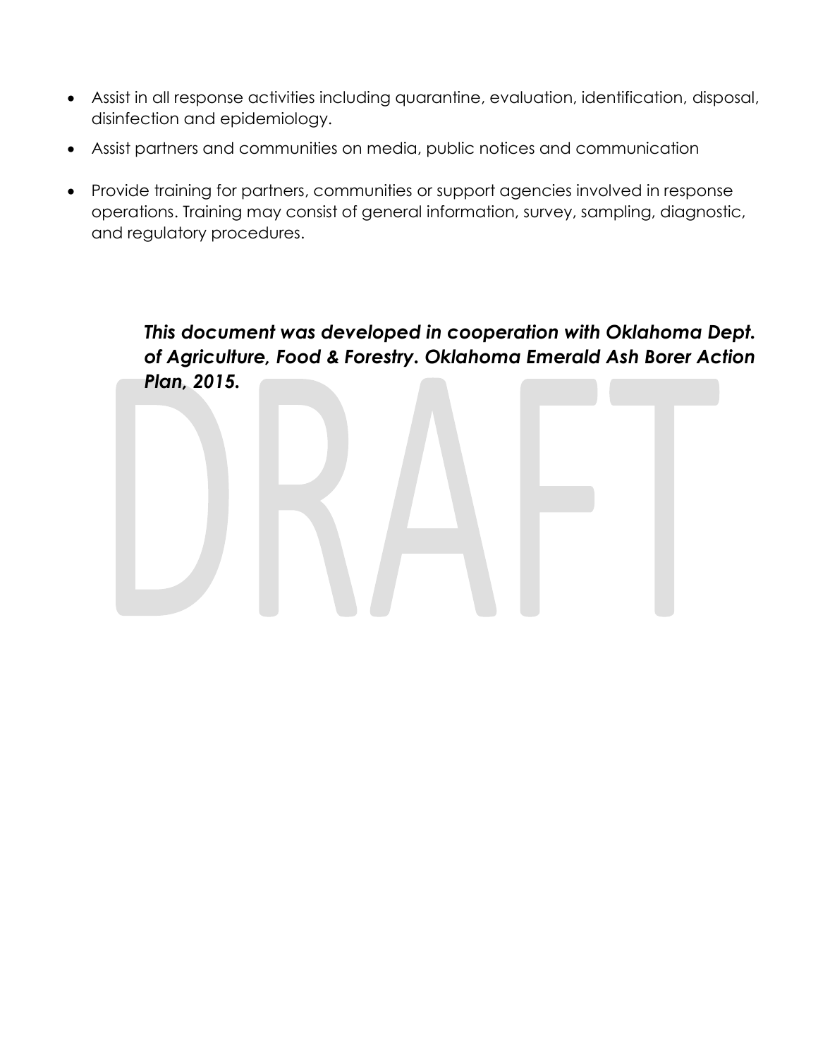- Assist in all response activities including quarantine, evaluation, identification, disposal, disinfection and epidemiology.
- Assist partners and communities on media, public notices and communication
- Provide training for partners, communities or support agencies involved in response operations. Training may consist of general information, survey, sampling, diagnostic, and regulatory procedures.

***This document was developed in cooperation with Oklahoma Dept. of Agriculture, Food & Forestry. Oklahoma Emerald Ash Borer Action Plan, 2015.***

DRAFT